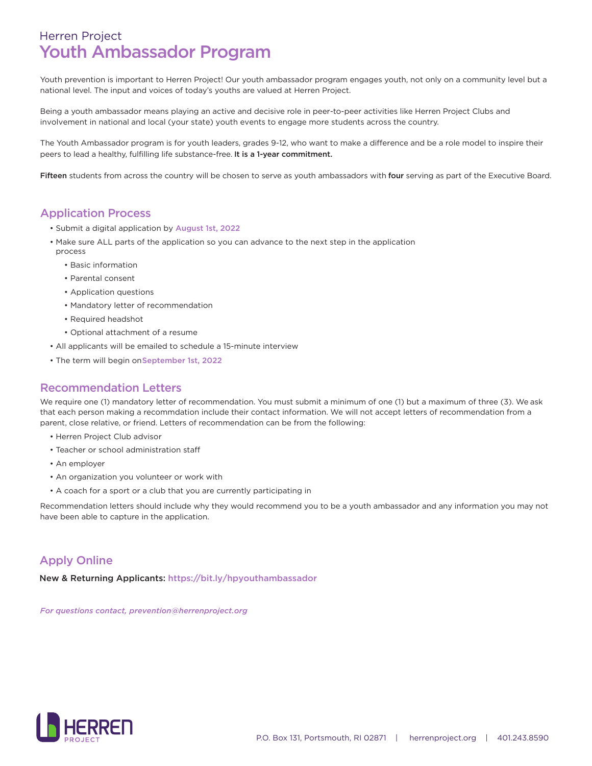Herren Project

# Youth Ambassador Program

Youth prevention is important to Herren Project! Our youth ambassador program engages youth, not only on a community level but a national level. The input and voices of today's youths are valued at Herren Project.

Being a youth ambassador means playing an active and decisive role in peer-to-peer activities like Herren Project Clubs and involvement in national and local (your state) youth events to engage more students across the country.

The Youth Ambassador program is for youth leaders, grades 9-12, who want to make a difference and be a role model to inspire their peers to lead a healthy, fulfilling life substance-free. **It is a 1-year commitment.**

**Fifteen** students from across the country will be chosen to serve as youth ambassadors with **four** serving as part of the Executive Board.

## Application Process

- Submit a digital application by **August 1st, 2022**
- Make sure ALL parts of the application so you can advance to the next step in the application process
  - Basic information
  - Parental consent
  - Application questions
  - Mandatory letter of recommendation
  - Required headshot
  - Optional attachment of a resume
- All applicants will be emailed to schedule a 15-minute interview
- The term will begin on **September 1st, 2022**

## Recommendation Letters

We require one (1) mandatory letter of recommendation. You must submit a minimum of one (1) but a maximum of three (3). We ask that each person making a recommdation include their contact information. We will not accept letters of recommendation from a parent, close relative, or friend. Letters of recommendation can be from the following:

- Herren Project Club advisor
- Teacher or school administration staff
- An employer
- An organization you volunteer or work with
- A coach for a sport or a club that you are currently participating in

Recommendation letters should include why they would recommend you to be a youth ambassador and any information you may not have been able to capture in the application.

## Apply Online

**New & Returning Applicants:** https://bit.ly/hpyouthambassador

*For questions contact, prevention@herrenproject.org*

HERREN PROJECT

P.O. Box 131, Portsmouth, RI 02871 | herrenproject.org | 401.243.8590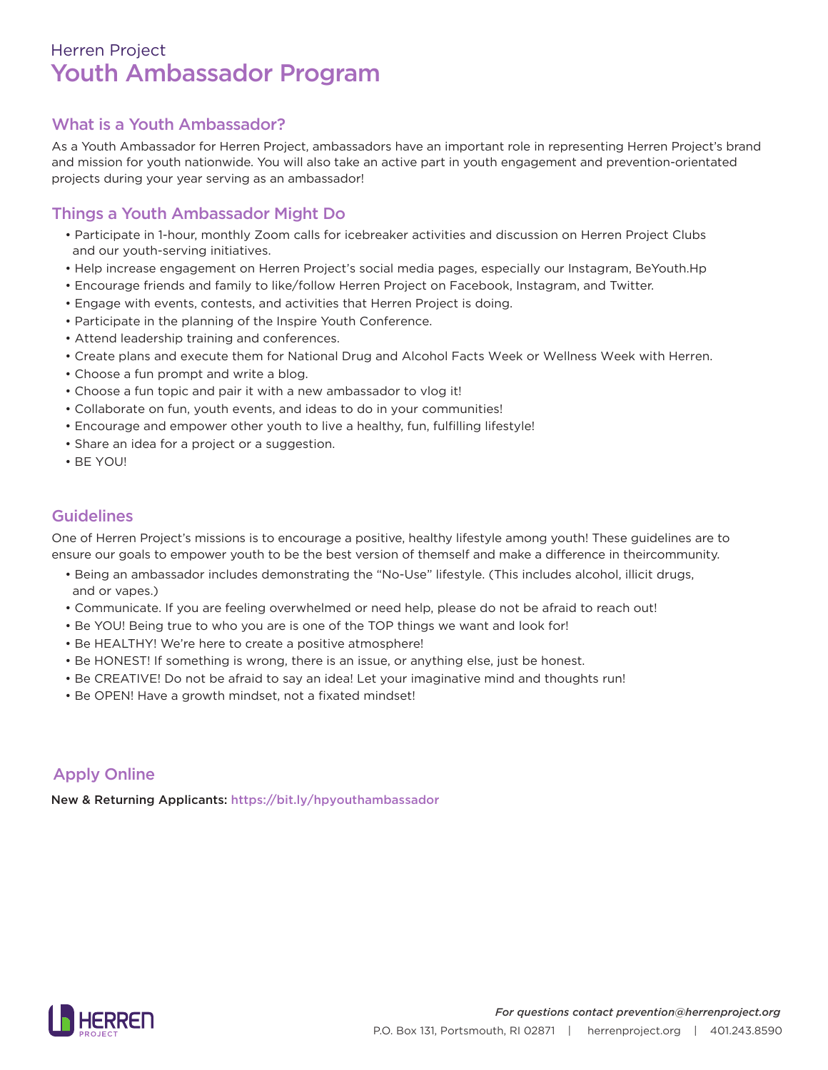Herren Project

# Youth Ambassador Program

## What is a Youth Ambassador?

As a Youth Ambassador for Herren Project, ambassadors have an important role in representing Herren Project's brand and mission for youth nationwide. You will also take an active part in youth engagement and prevention-orientated projects during your year serving as an ambassador!

## Things a Youth Ambassador Might Do

- Participate in 1-hour, monthly Zoom calls for icebreaker activities and discussion on Herren Project Clubs and our youth-serving initiatives.
- Help increase engagement on Herren Project's social media pages, especially our Instagram, BeYouth.Hp
- Encourage friends and family to like/follow Herren Project on Facebook, Instagram, and Twitter.
- Engage with events, contests, and activities that Herren Project is doing.
- Participate in the planning of the Inspire Youth Conference.
- Attend leadership training and conferences.
- Create plans and execute them for National Drug and Alcohol Facts Week or Wellness Week with Herren.
- Choose a fun prompt and write a blog.
- Choose a fun topic and pair it with a new ambassador to vlog it!
- Collaborate on fun, youth events, and ideas to do in your communities!
- Encourage and empower other youth to live a healthy, fun, fulfilling lifestyle!
- Share an idea for a project or a suggestion.
- BE YOU!

## Guidelines

One of Herren Project's missions is to encourage a positive, healthy lifestyle among youth! These guidelines are to ensure our goals to empower youth to be the best version of themself and make a difference in theircommunity.

- Being an ambassador includes demonstrating the "No-Use" lifestyle. (This includes alcohol, illicit drugs, and or vapes.)
- Communicate. If you are feeling overwhelmed or need help, please do not be afraid to reach out!
- Be YOU! Being true to who you are is one of the TOP things we want and look for!
- Be HEALTHY! We're here to create a positive atmosphere!
- Be HONEST! If something is wrong, there is an issue, or anything else, just be honest.
- Be CREATIVE! Do not be afraid to say an idea! Let your imaginative mind and thoughts run!
- Be OPEN! Have a growth mindset, not a fixated mindset!

## Apply Online

**New & Returning Applicants:** https://bit.ly/hpyouthambassador

*For questions contact prevention@herrenproject.org*

P.O. Box 131, Portsmouth, RI 02871 | herrenproject.org | 401.243.8590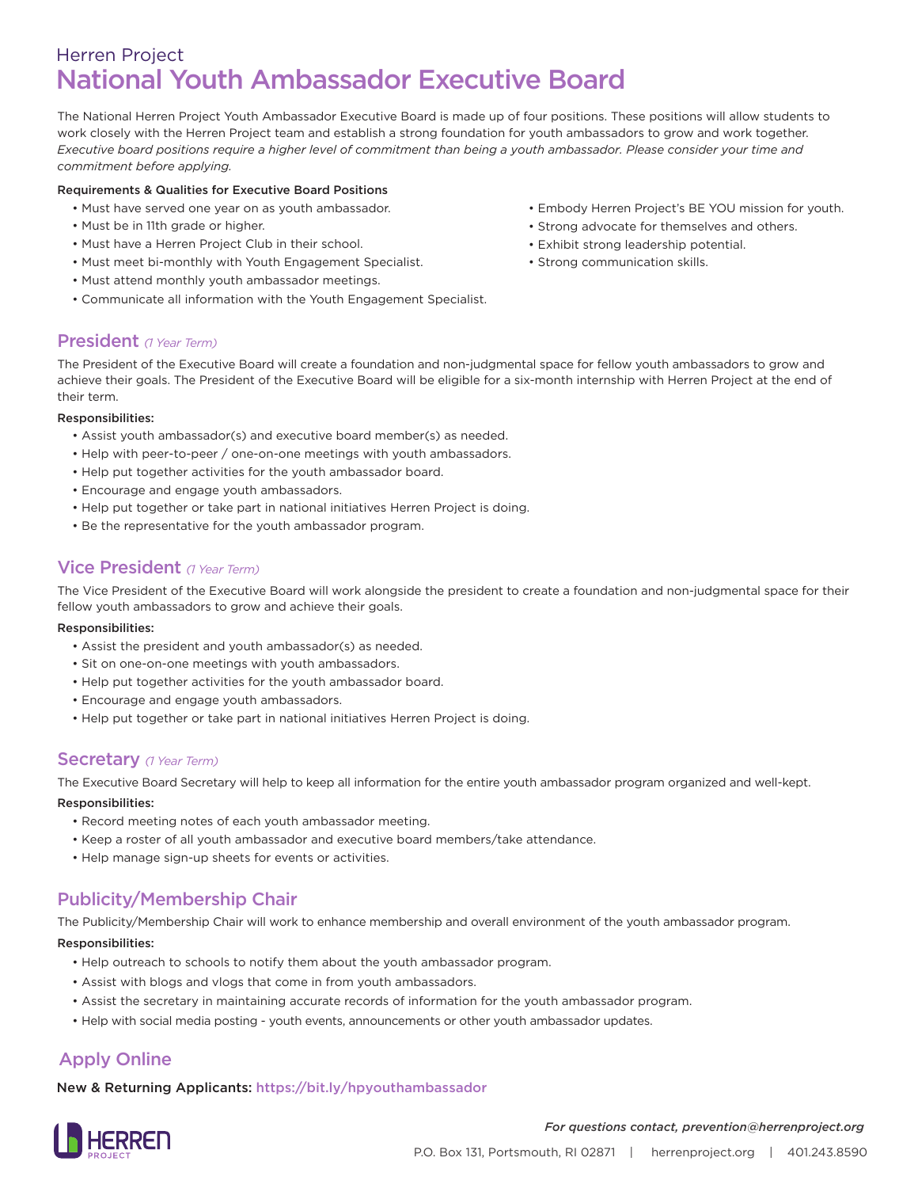Herren Project

# National Youth Ambassador Executive Board

The National Herren Project Youth Ambassador Executive Board is made up of four positions. These positions will allow students to work closely with the Herren Project team and establish a strong foundation for youth ambassadors to grow and work together. *Executive board positions require a higher level of commitment than being a youth ambassador. Please consider your time and commitment before applying.*

**Requirements & Qualities for Executive Board Positions**

- Must have served one year on as youth ambassador.
- Must be in 11th grade or higher.
- Must have a Herren Project Club in their school.
- Must meet bi-monthly with Youth Engagement Specialist.
- Must attend monthly youth ambassador meetings.
- Communicate all information with the Youth Engagement Specialist.
- Embody Herren Project's BE YOU mission for youth.
- Strong advocate for themselves and others.
- Exhibit strong leadership potential.
- Strong communication skills.

## President *(1 Year Term)*

The President of the Executive Board will create a foundation and non-judgmental space for fellow youth ambassadors to grow and achieve their goals. The President of the Executive Board will be eligible for a six-month internship with Herren Project at the end of their term.

**Responsibilities:**

- Assist youth ambassador(s) and executive board member(s) as needed.
- Help with peer-to-peer / one-on-one meetings with youth ambassadors.
- Help put together activities for the youth ambassador board.
- Encourage and engage youth ambassadors.
- Help put together or take part in national initiatives Herren Project is doing.
- Be the representative for the youth ambassador program.

## Vice President *(1 Year Term)*

The Vice President of the Executive Board will work alongside the president to create a foundation and non-judgmental space for their fellow youth ambassadors to grow and achieve their goals.

**Responsibilities:**

- Assist the president and youth ambassador(s) as needed.
- Sit on one-on-one meetings with youth ambassadors.
- Help put together activities for the youth ambassador board.
- Encourage and engage youth ambassadors.
- Help put together or take part in national initiatives Herren Project is doing.

## Secretary *(1 Year Term)*

The Executive Board Secretary will help to keep all information for the entire youth ambassador program organized and well-kept.

**Responsibilities:**

- Record meeting notes of each youth ambassador meeting.
- Keep a roster of all youth ambassador and executive board members/take attendance.
- Help manage sign-up sheets for events or activities.

## Publicity/Membership Chair

The Publicity/Membership Chair will work to enhance membership and overall environment of the youth ambassador program.

**Responsibilities:**

- Help outreach to schools to notify them about the youth ambassador program.
- Assist with blogs and vlogs that come in from youth ambassadors.
- Assist the secretary in maintaining accurate records of information for the youth ambassador program.
- Help with social media posting - youth events, announcements or other youth ambassador updates.

## Apply Online

**New & Returning Applicants:** https://bit.ly/hpyouthambassador

***For questions contact, prevention@herrenproject.org***

P.O. Box 131, Portsmouth, RI 02871 | herrenproject.org | 401.243.8590